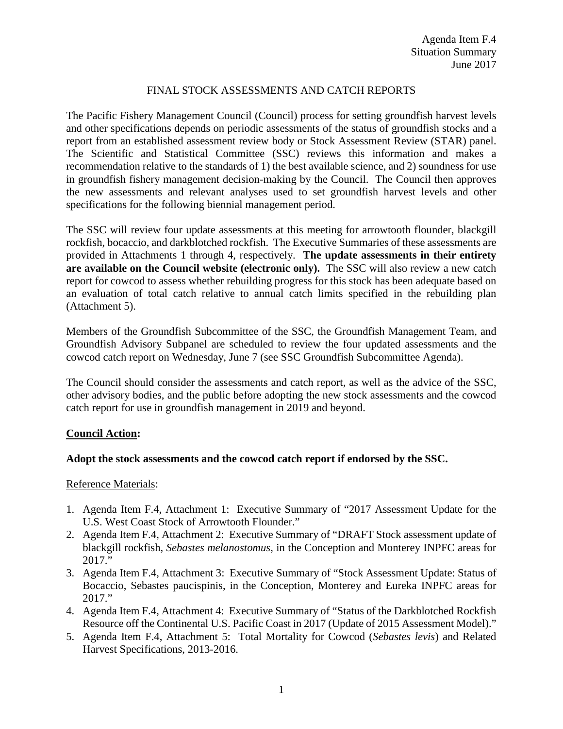Agenda Item F.4
Situation Summary
June 2017

# FINAL STOCK ASSESSMENTS AND CATCH REPORTS

The Pacific Fishery Management Council (Council) process for setting groundfish harvest levels and other specifications depends on periodic assessments of the status of groundfish stocks and a report from an established assessment review body or Stock Assessment Review (STAR) panel. The Scientific and Statistical Committee (SSC) reviews this information and makes a recommendation relative to the standards of 1) the best available science, and 2) soundness for use in groundfish fishery management decision-making by the Council. The Council then approves the new assessments and relevant analyses used to set groundfish harvest levels and other specifications for the following biennial management period.

The SSC will review four update assessments at this meeting for arrowtooth flounder, blackgill rockfish, bocaccio, and darkblotched rockfish. The Executive Summaries of these assessments are provided in Attachments 1 through 4, respectively. **The update assessments in their entirety are available on the Council website (electronic only).** The SSC will also review a new catch report for cowcod to assess whether rebuilding progress for this stock has been adequate based on an evaluation of total catch relative to annual catch limits specified in the rebuilding plan (Attachment 5).

Members of the Groundfish Subcommittee of the SSC, the Groundfish Management Team, and Groundfish Advisory Subpanel are scheduled to review the four updated assessments and the cowcod catch report on Wednesday, June 7 (see SSC Groundfish Subcommittee Agenda).

The Council should consider the assessments and catch report, as well as the advice of the SSC, other advisory bodies, and the public before adopting the new stock assessments and the cowcod catch report for use in groundfish management in 2019 and beyond.

## Council Action:

**Adopt the stock assessments and the cowcod catch report if endorsed by the SSC.**

Reference Materials:

1. Agenda Item F.4, Attachment 1: Executive Summary of "2017 Assessment Update for the U.S. West Coast Stock of Arrowtooth Flounder."
2. Agenda Item F.4, Attachment 2: Executive Summary of "DRAFT Stock assessment update of blackgill rockfish, *Sebastes melanostomus*, in the Conception and Monterey INPFC areas for 2017."
3. Agenda Item F.4, Attachment 3: Executive Summary of "Stock Assessment Update: Status of Bocaccio, Sebastes paucispinis, in the Conception, Monterey and Eureka INPFC areas for 2017."
4. Agenda Item F.4, Attachment 4: Executive Summary of "Status of the Darkblotched Rockfish Resource off the Continental U.S. Pacific Coast in 2017 (Update of 2015 Assessment Model)."
5. Agenda Item F.4, Attachment 5: Total Mortality for Cowcod (*Sebastes levis*) and Related Harvest Specifications, 2013-2016.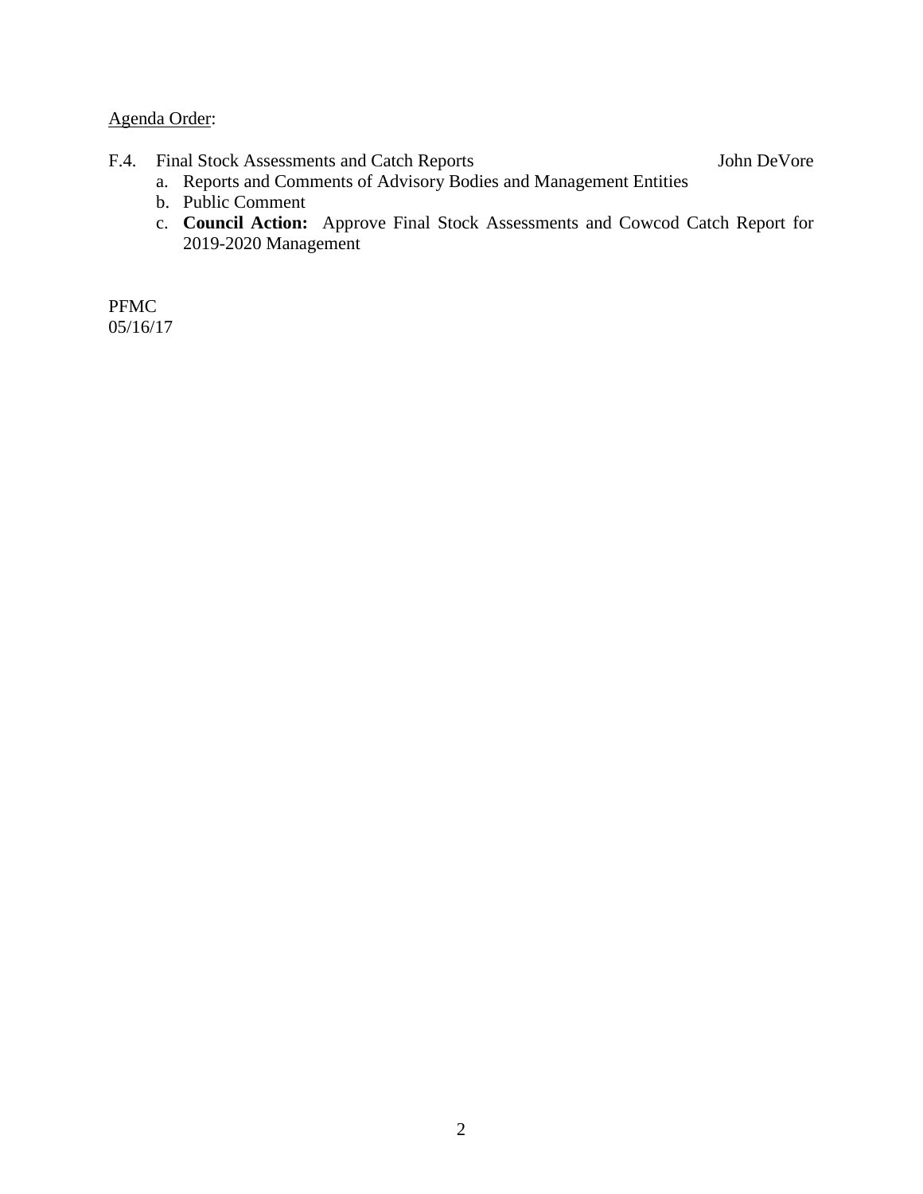Agenda Order:

F.4. Final Stock Assessments and Catch Reports — John DeVore

a. Reports and Comments of Advisory Bodies and Management Entities
b. Public Comment
c. **Council Action:** Approve Final Stock Assessments and Cowcod Catch Report for 2019-2020 Management

PFMC
05/16/17